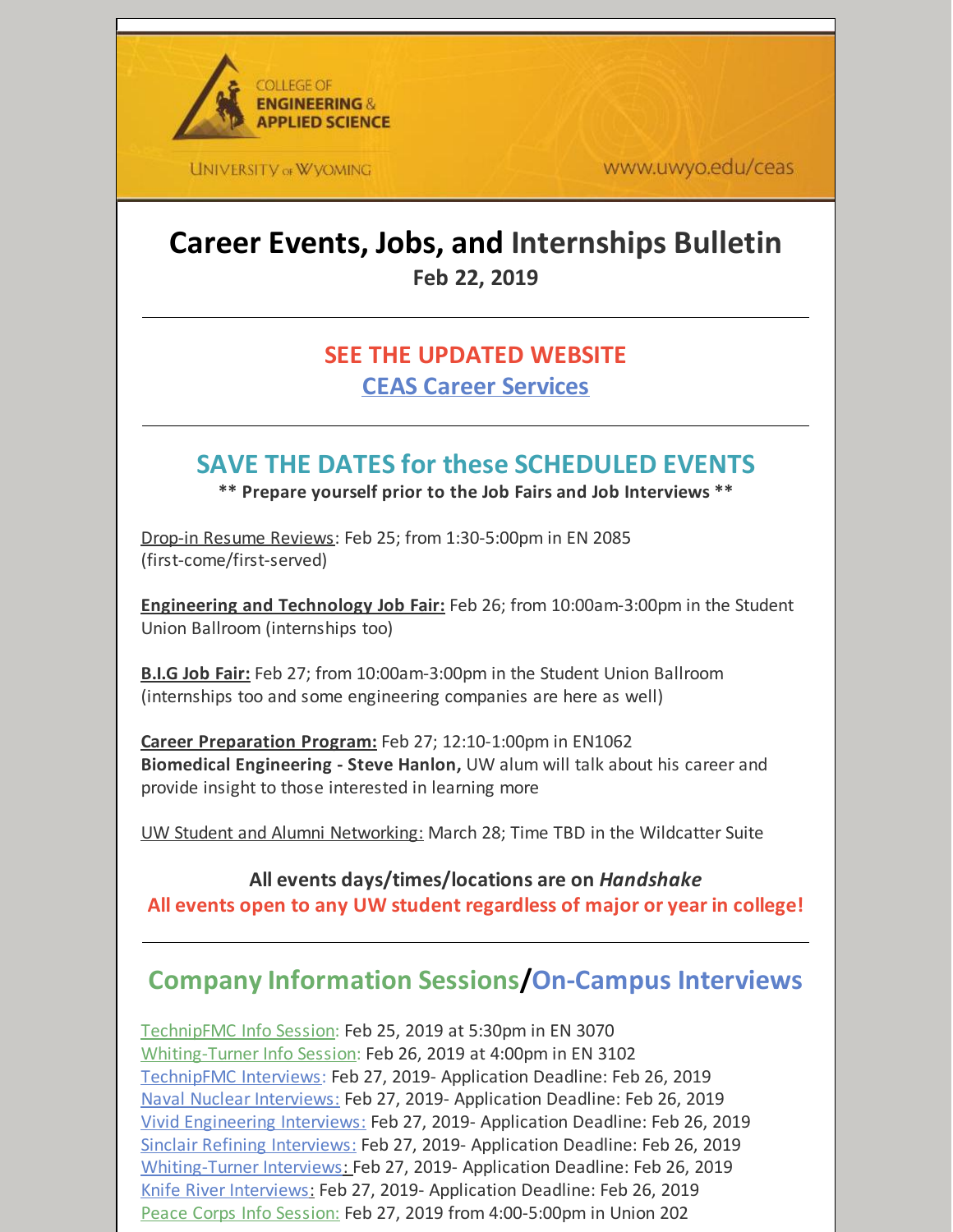COLLEGE OF **ENGINEERING & APPLIED SCIENCE**

UNIVERSITY of WYOMING

www.uwyo.edu/ceas

# Career Events, Jobs, and Internships Bulletin

**Feb 22, 2019**

---

## SEE THE UPDATED WEBSITE

## CEAS Career Services

---

## SAVE THE DATES for these SCHEDULED EVENTS

**\*\* Prepare yourself prior to the Job Fairs and Job Interviews \*\***

Drop-in Resume Reviews: Feb 25; from 1:30-5:00pm in EN 2085 (first-come/first-served)

**Engineering and Technology Job Fair:** Feb 26; from 10:00am-3:00pm in the Student Union Ballroom (internships too)

**B.I.G Job Fair:** Feb 27; from 10:00am-3:00pm in the Student Union Ballroom (internships too and some engineering companies are here as well)

**Career Preparation Program:** Feb 27; 12:10-1:00pm in EN1062
**Biomedical Engineering - Steve Hanlon,** UW alum will talk about his career and provide insight to those interested in learning more

UW Student and Alumni Networking: March 28; Time TBD in the Wildcatter Suite

**All events days/times/locations are on *Handshake***
**All events open to any UW student regardless of major or year in college!**

---

## Company Information Sessions/On-Campus Interviews

TechnipFMC Info Session: Feb 25, 2019 at 5:30pm in EN 3070
Whiting-Turner Info Session: Feb 26, 2019 at 4:00pm in EN 3102
TechnipFMC Interviews: Feb 27, 2019- Application Deadline: Feb 26, 2019
Naval Nuclear Interviews: Feb 27, 2019- Application Deadline: Feb 26, 2019
Vivid Engineering Interviews: Feb 27, 2019- Application Deadline: Feb 26, 2019
Sinclair Refining Interviews: Feb 27, 2019- Application Deadline: Feb 26, 2019
Whiting-Turner Interviews: Feb 27, 2019- Application Deadline: Feb 26, 2019
Knife River Interviews: Feb 27, 2019- Application Deadline: Feb 26, 2019
Peace Corps Info Session: Feb 27, 2019 from 4:00-5:00pm in Union 202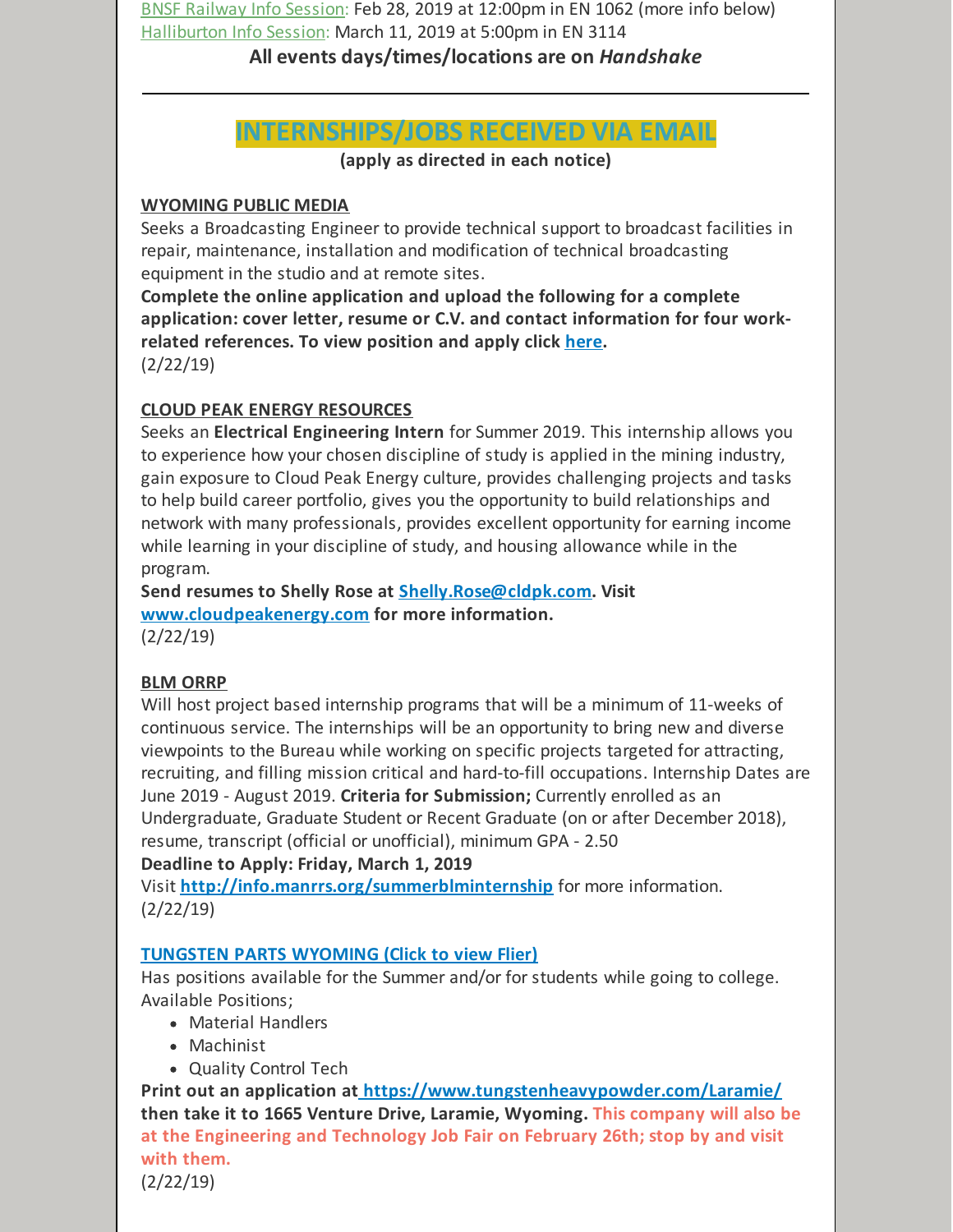BNSF Railway Info Session: Feb 28, 2019 at 12:00pm in EN 1062 (more info below)
Halliburton Info Session: March 11, 2019 at 5:00pm in EN 3114

**All events days/times/locations are on *Handshake***

---

## INTERNSHIPS/JOBS RECEIVED VIA EMAIL

**(apply as directed in each notice)**

**WYOMING PUBLIC MEDIA**

Seeks a Broadcasting Engineer to provide technical support to broadcast facilities in repair, maintenance, installation and modification of technical broadcasting equipment in the studio and at remote sites.

**Complete the online application and upload the following for a complete application: cover letter, resume or C.V. and contact information for four work-related references. To view position and apply click here.**

(2/22/19)

**CLOUD PEAK ENERGY RESOURCES**

Seeks an **Electrical Engineering Intern** for Summer 2019. This internship allows you to experience how your chosen discipline of study is applied in the mining industry, gain exposure to Cloud Peak Energy culture, provides challenging projects and tasks to help build career portfolio, gives you the opportunity to build relationships and network with many professionals, provides excellent opportunity for earning income while learning in your discipline of study, and housing allowance while in the program.

**Send resumes to Shelly Rose at Shelly.Rose@cldpk.com. Visit www.cloudpeakenergy.com for more information.**

(2/22/19)

**BLM ORRP**

Will host project based internship programs that will be a minimum of 11-weeks of continuous service. The internships will be an opportunity to bring new and diverse viewpoints to the Bureau while working on specific projects targeted for attracting, recruiting, and filling mission critical and hard-to-fill occupations. Internship Dates are June 2019 - August 2019. **Criteria for Submission;** Currently enrolled as an Undergraduate, Graduate Student or Recent Graduate (on or after December 2018), resume, transcript (official or unofficial), minimum GPA - 2.50

**Deadline to Apply: Friday, March 1, 2019**

Visit **http://info.manrrs.org/summerblminternship** for more information.

(2/22/19)

**TUNGSTEN PARTS WYOMING (Click to view Flier)**

Has positions available for the Summer and/or for students while going to college. Available Positions;

- Material Handlers
- Machinist
- Quality Control Tech

**Print out an application at https://www.tungstenheavypowder.com/Laramie/ then take it to 1665 Venture Drive, Laramie, Wyoming. This company will also be at the Engineering and Technology Job Fair on February 26th; stop by and visit with them.**

(2/22/19)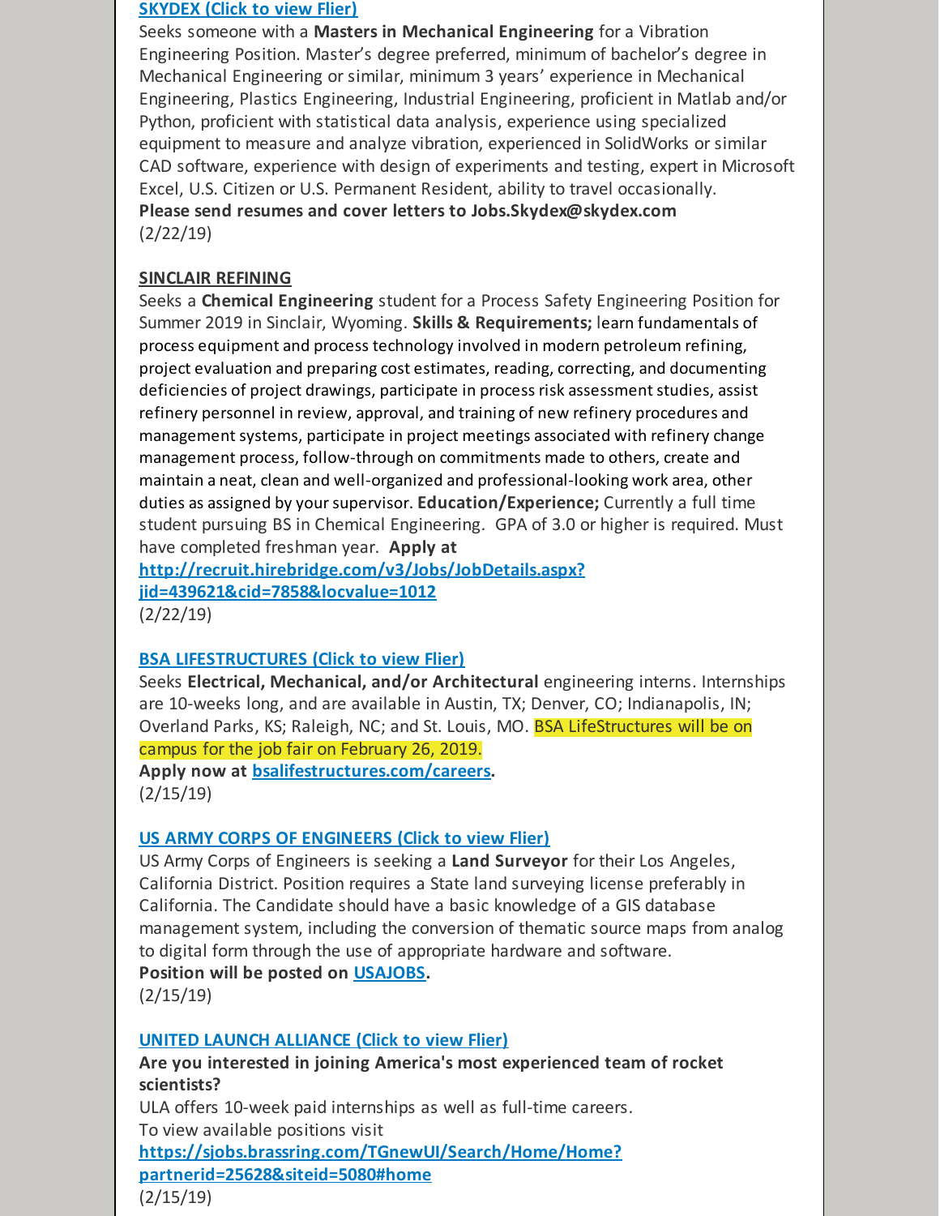**[SKYDEX (Click to view Flier)]**

Seeks someone with a **Masters in Mechanical Engineering** for a Vibration Engineering Position. Master's degree preferred, minimum of bachelor's degree in Mechanical Engineering or similar, minimum 3 years' experience in Mechanical Engineering, Plastics Engineering, Industrial Engineering, proficient in Matlab and/or Python, proficient with statistical data analysis, experience using specialized equipment to measure and analyze vibration, experienced in SolidWorks or similar CAD software, experience with design of experiments and testing, expert in Microsoft Excel, U.S. Citizen or U.S. Permanent Resident, ability to travel occasionally.
**Please send resumes and cover letters to Jobs.Skydex@skydex.com**
(2/22/19)

**SINCLAIR REFINING**

Seeks a **Chemical Engineering** student for a Process Safety Engineering Position for Summer 2019 in Sinclair, Wyoming. **Skills & Requirements;** learn fundamentals of process equipment and process technology involved in modern petroleum refining, project evaluation and preparing cost estimates, reading, correcting, and documenting deficiencies of project drawings, participate in process risk assessment studies, assist refinery personnel in review, approval, and training of new refinery procedures and management systems, participate in project meetings associated with refinery change management process, follow-through on commitments made to others, create and maintain a neat, clean and well-organized and professional-looking work area, other duties as assigned by your supervisor. **Education/Experience;** Currently a full time student pursuing BS in Chemical Engineering. GPA of 3.0 or higher is required. Must have completed freshman year. **Apply at http://recruit.hirebridge.com/v3/Jobs/JobDetails.aspx?jid=439621&cid=7858&locvalue=1012**
(2/22/19)

**[BSA LIFESTRUCTURES (Click to view Flier)]**

Seeks **Electrical, Mechanical, and/or Architectural** engineering interns. Internships are 10-weeks long, and are available in Austin, TX; Denver, CO; Indianapolis, IN; Overland Parks, KS; Raleigh, NC; and St. Louis, MO. BSA LifeStructures will be on campus for the job fair on February 26, 2019.
**Apply now at bsalifestructures.com/careers.**
(2/15/19)

**[US ARMY CORPS OF ENGINEERS (Click to view Flier)]**

US Army Corps of Engineers is seeking a **Land Surveyor** for their Los Angeles, California District. Position requires a State land surveying license preferably in California. The Candidate should have a basic knowledge of a GIS database management system, including the conversion of thematic source maps from analog to digital form through the use of appropriate hardware and software.
**Position will be posted on USAJOBS.**
(2/15/19)

**[UNITED LAUNCH ALLIANCE (Click to view Flier)]**

**Are you interested in joining America's most experienced team of rocket scientists?**
ULA offers 10-week paid internships as well as full-time careers.
To view available positions visit
**https://sjobs.brassring.com/TGnewUI/Search/Home/Home?partnerid=25628&siteid=5080#home**
(2/15/19)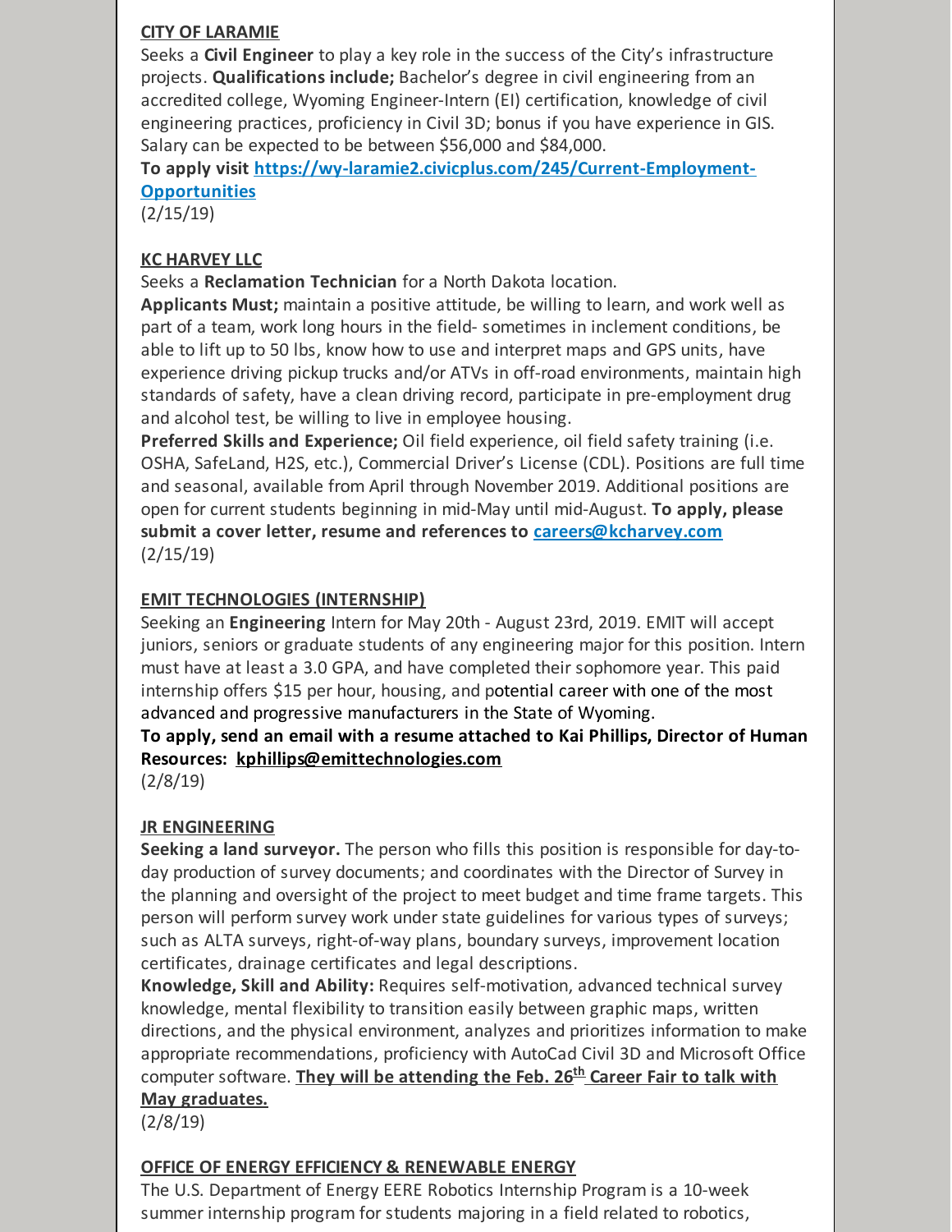**CITY OF LARAMIE**

Seeks a **Civil Engineer** to play a key role in the success of the City's infrastructure projects. **Qualifications include;** Bachelor's degree in civil engineering from an accredited college, Wyoming Engineer-Intern (EI) certification, knowledge of civil engineering practices, proficiency in Civil 3D; bonus if you have experience in GIS. Salary can be expected to be between $56,000 and $84,000.

**To apply visit [https://wy-laramie2.civicplus.com/245/Current-Employment-Opportunities](https://wy-laramie2.civicplus.com/245/Current-Employment-Opportunities)**

(2/15/19)

**KC HARVEY LLC**

Seeks a **Reclamation Technician** for a North Dakota location.

**Applicants Must;** maintain a positive attitude, be willing to learn, and work well as part of a team, work long hours in the field- sometimes in inclement conditions, be able to lift up to 50 lbs, know how to use and interpret maps and GPS units, have experience driving pickup trucks and/or ATVs in off-road environments, maintain high standards of safety, have a clean driving record, participate in pre-employment drug and alcohol test, be willing to live in employee housing.

**Preferred Skills and Experience;** Oil field experience, oil field safety training (i.e. OSHA, SafeLand, H2S, etc.), Commercial Driver's License (CDL). Positions are full time and seasonal, available from April through November 2019. Additional positions are open for current students beginning in mid-May until mid-August. **To apply, please submit a cover letter, resume and references to [careers@kcharvey.com](mailto:careers@kcharvey.com)**

(2/15/19)

**EMIT TECHNOLOGIES (INTERNSHIP)**

Seeking an **Engineering** Intern for May 20th - August 23rd, 2019. EMIT will accept juniors, seniors or graduate students of any engineering major for this position. Intern must have at least a 3.0 GPA, and have completed their sophomore year. This paid internship offers $15 per hour, housing, and potential career with one of the most advanced and progressive manufacturers in the State of Wyoming.

**To apply, send an email with a resume attached to Kai Phillips, Director of Human Resources: [kphillips@emittechnologies.com](mailto:kphillips@emittechnologies.com)**

(2/8/19)

**JR ENGINEERING**

**Seeking a land surveyor.** The person who fills this position is responsible for day-to-day production of survey documents; and coordinates with the Director of Survey in the planning and oversight of the project to meet budget and time frame targets. This person will perform survey work under state guidelines for various types of surveys; such as ALTA surveys, right-of-way plans, boundary surveys, improvement location certificates, drainage certificates and legal descriptions.

**Knowledge, Skill and Ability:** Requires self-motivation, advanced technical survey knowledge, mental flexibility to transition easily between graphic maps, written directions, and the physical environment, analyzes and prioritizes information to make appropriate recommendations, proficiency with AutoCad Civil 3D and Microsoft Office computer software. **They will be attending the Feb. 26th Career Fair to talk with May graduates.**

(2/8/19)

**OFFICE OF ENERGY EFFICIENCY & RENEWABLE ENERGY**

The U.S. Department of Energy EERE Robotics Internship Program is a 10-week summer internship program for students majoring in a field related to robotics,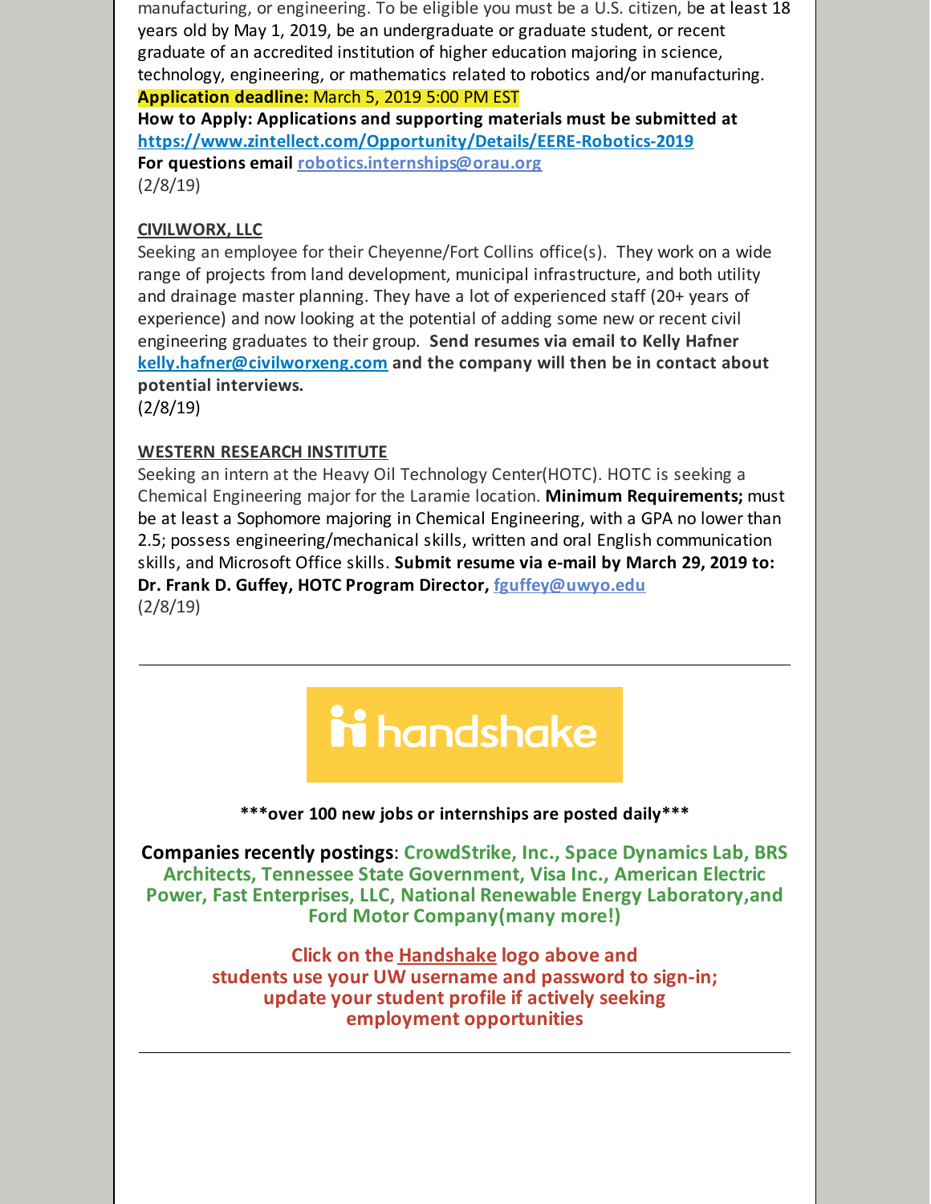manufacturing, or engineering. To be eligible you must be a U.S. citizen, be at least 18 years old by May 1, 2019, be an undergraduate or graduate student, or recent graduate of an accredited institution of higher education majoring in science, technology, engineering, or mathematics related to robotics and/or manufacturing.

**Application deadline:** March 5, 2019 5:00 PM EST

**How to Apply: Applications and supporting materials must be submitted at https://www.zintellect.com/Opportunity/Details/EERE-Robotics-2019**

**For questions email robotics.internships@orau.org**

(2/8/19)

**CIVILWORX, LLC**

Seeking an employee for their Cheyenne/Fort Collins office(s). They work on a wide range of projects from land development, municipal infrastructure, and both utility and drainage master planning. They have a lot of experienced staff (20+ years of experience) and now looking at the potential of adding some new or recent civil engineering graduates to their group. **Send resumes via email to Kelly Hafner kelly.hafner@civilworxeng.com and the company will then be in contact about potential interviews.**

(2/8/19)

**WESTERN RESEARCH INSTITUTE**

Seeking an intern at the Heavy Oil Technology Center(HOTC). HOTC is seeking a Chemical Engineering major for the Laramie location. **Minimum Requirements;** must be at least a Sophomore majoring in Chemical Engineering, with a GPA no lower than 2.5; possess engineering/mechanical skills, written and oral English communication skills, and Microsoft Office skills. **Submit resume via e-mail by March 29, 2019 to: Dr. Frank D. Guffey, HOTC Program Director, fguffey@uwyo.edu**

(2/8/19)

---

handshake

**\*\*\*over 100 new jobs or internships are posted daily\*\*\***

**Companies recently postings**: **CrowdStrike, Inc., Space Dynamics Lab, BRS Architects, Tennessee State Government, Visa Inc., American Electric Power, Fast Enterprises, LLC, National Renewable Energy Laboratory,and Ford Motor Company(many more!)**

**Click on the Handshake logo above and students use your UW username and password to sign-in; update your student profile if actively seeking employment opportunities**

---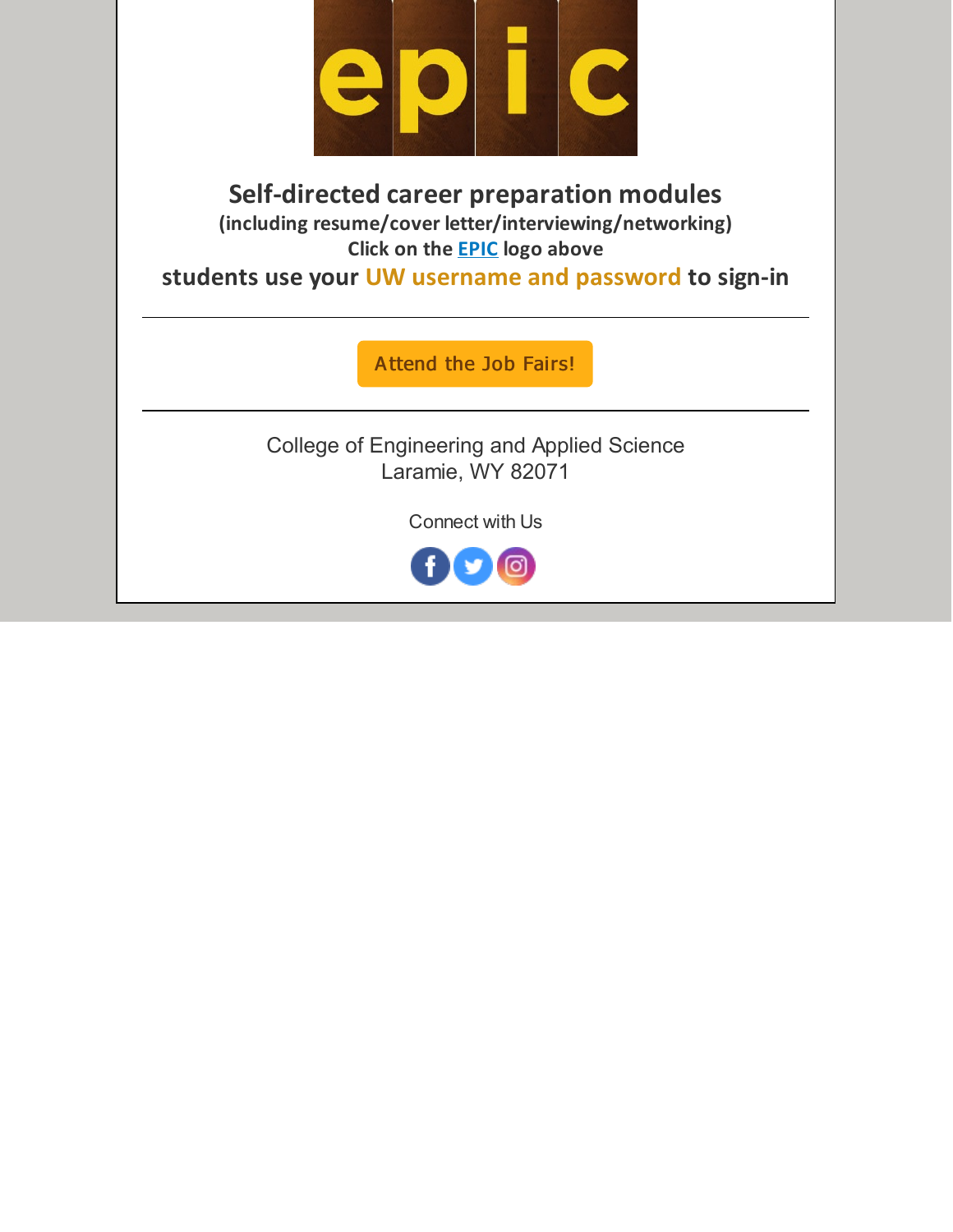**Self-directed career preparation modules**

**(including resume/cover letter/interviewing/networking)**

**Click on the EPIC logo above**

**students use your UW username and password to sign-in**

---

Attend the Job Fairs!

---

College of Engineering and Applied Science
Laramie, WY 82071

Connect with Us